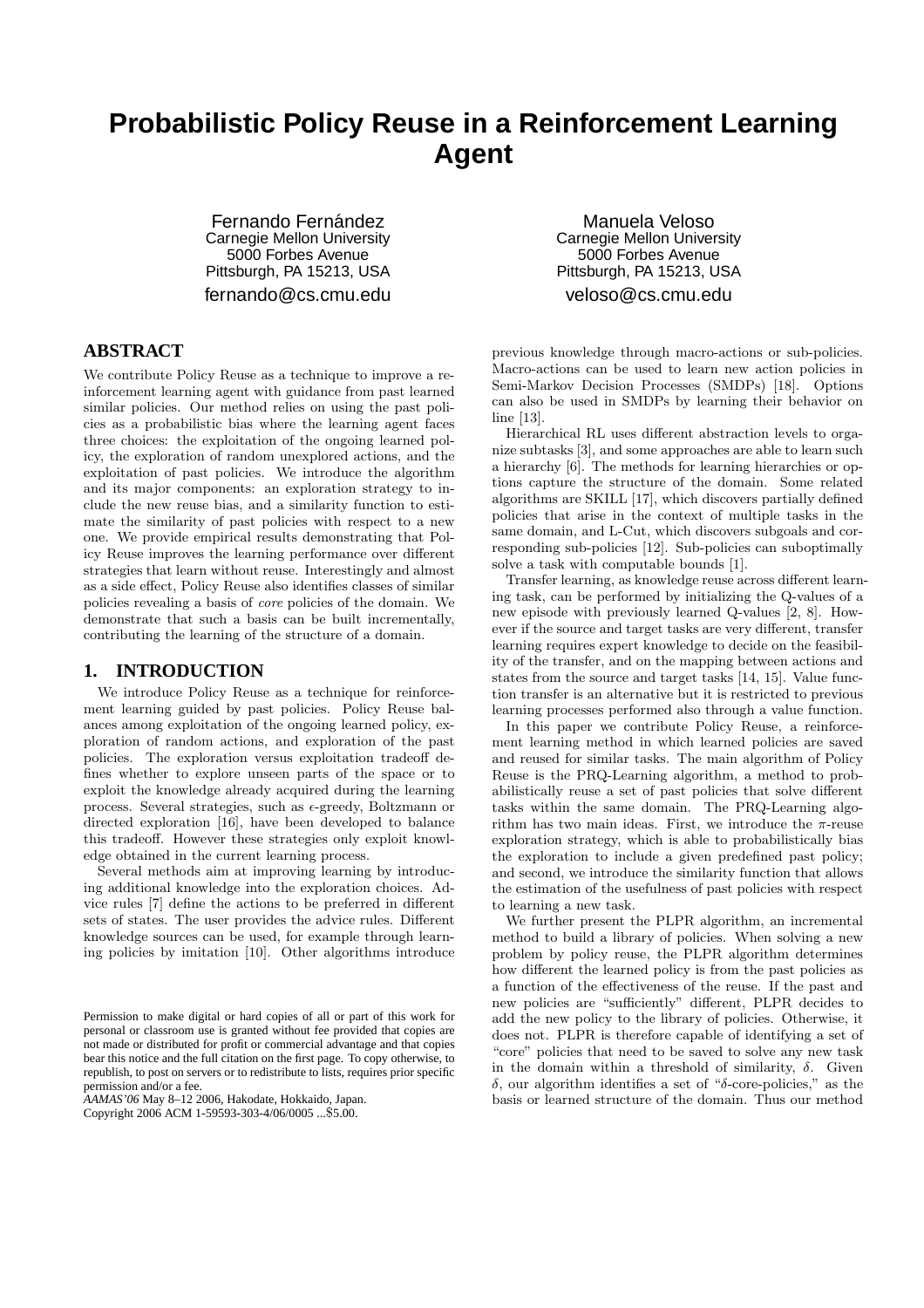# Probabilistic Policy Reuse in a Reinforcement Learning Agent

Fernando Fernández
Carnegie Mellon University
5000 Forbes Avenue
Pittsburgh, PA 15213, USA
fernando@cs.cmu.edu

Manuela Veloso
Carnegie Mellon University
5000 Forbes Avenue
Pittsburgh, PA 15213, USA
veloso@cs.cmu.edu

## ABSTRACT

We contribute Policy Reuse as a technique to improve a reinforcement learning agent with guidance from past learned similar policies. Our method relies on using the past policies as a probabilistic bias where the learning agent faces three choices: the exploitation of the ongoing learned policy, the exploration of random unexplored actions, and the exploitation of past policies. We introduce the algorithm and its major components: an exploration strategy to include the new reuse bias, and a similarity function to estimate the similarity of past policies with respect to a new one. We provide empirical results demonstrating that Policy Reuse improves the learning performance over different strategies that learn without reuse. Interestingly and almost as a side effect, Policy Reuse also identifies classes of similar policies revealing a basis of *core* policies of the domain. We demonstrate that such a basis can be built incrementally, contributing the learning of the structure of a domain.

## 1. INTRODUCTION

We introduce Policy Reuse as a technique for reinforcement learning guided by past policies. Policy Reuse balances among exploitation of the ongoing learned policy, exploration of random actions, and exploration of the past policies. The exploration versus exploitation tradeoff defines whether to explore unseen parts of the space or to exploit the knowledge already acquired during the learning process. Several strategies, such as $\epsilon$-greedy, Boltzmann or directed exploration [16], have been developed to balance this tradeoff. However these strategies only exploit knowledge obtained in the current learning process.

Several methods aim at improving learning by introducing additional knowledge into the exploration choices. Advice rules [7] define the actions to be preferred in different sets of states. The user provides the advice rules. Different knowledge sources can be used, for example through learning policies by imitation [10]. Other algorithms introduce previous knowledge through macro-actions or sub-policies. Macro-actions can be used to learn new action policies in Semi-Markov Decision Processes (SMDPs) [18]. Options can also be used in SMDPs by learning their behavior on line [13].

Hierarchical RL uses different abstraction levels to organize subtasks [3], and some approaches are able to learn such a hierarchy [6]. The methods for learning hierarchies or options capture the structure of the domain. Some related algorithms are SKILL [17], which discovers partially defined policies that arise in the context of multiple tasks in the same domain, and L-Cut, which discovers subgoals and corresponding sub-policies [12]. Sub-policies can suboptimally solve a task with computable bounds [1].

Transfer learning, as knowledge reuse across different learning task, can be performed by initializing the Q-values of a new episode with previously learned Q-values [2, 8]. However if the source and target tasks are very different, transfer learning requires expert knowledge to decide on the feasibility of the transfer, and on the mapping between actions and states from the source and target tasks [14, 15]. Value function transfer is an alternative but it is restricted to previous learning processes performed also through a value function.

In this paper we contribute Policy Reuse, a reinforcement learning method in which learned policies are saved and reused for similar tasks. The main algorithm of Policy Reuse is the PRQ-Learning algorithm, a method to probabilistically reuse a set of past policies that solve different tasks within the same domain. The PRQ-Learning algorithm has two main ideas. First, we introduce the $\pi$-reuse exploration strategy, which is able to probabilistically bias the exploration to include a given predefined past policy; and second, we introduce the similarity function that allows the estimation of the usefulness of past policies with respect to learning a new task.

We further present the PLPR algorithm, an incremental method to build a library of policies. When solving a new problem by policy reuse, the PLPR algorithm determines how different the learned policy is from the past policies as a function of the effectiveness of the reuse. If the past and new policies are "sufficiently" different, PLPR decides to add the new policy to the library of policies. Otherwise, it does not. PLPR is therefore capable of identifying a set of "core" policies that need to be saved to solve any new task in the domain within a threshold of similarity, $\delta$. Given $\delta$, our algorithm identifies a set of "$\delta$-core-policies," as the basis or learned structure of the domain. Thus our method

Permission to make digital or hard copies of all or part of this work for personal or classroom use is granted without fee provided that copies are not made or distributed for profit or commercial advantage and that copies bear this notice and the full citation on the first page. To copy otherwise, to republish, to post on servers or to redistribute to lists, requires prior specific permission and/or a fee.
*AAMAS'06* May 8–12 2006, Hakodate, Hokkaido, Japan.
Copyright 2006 ACM 1-59593-303-4/06/0005 ...$5.00.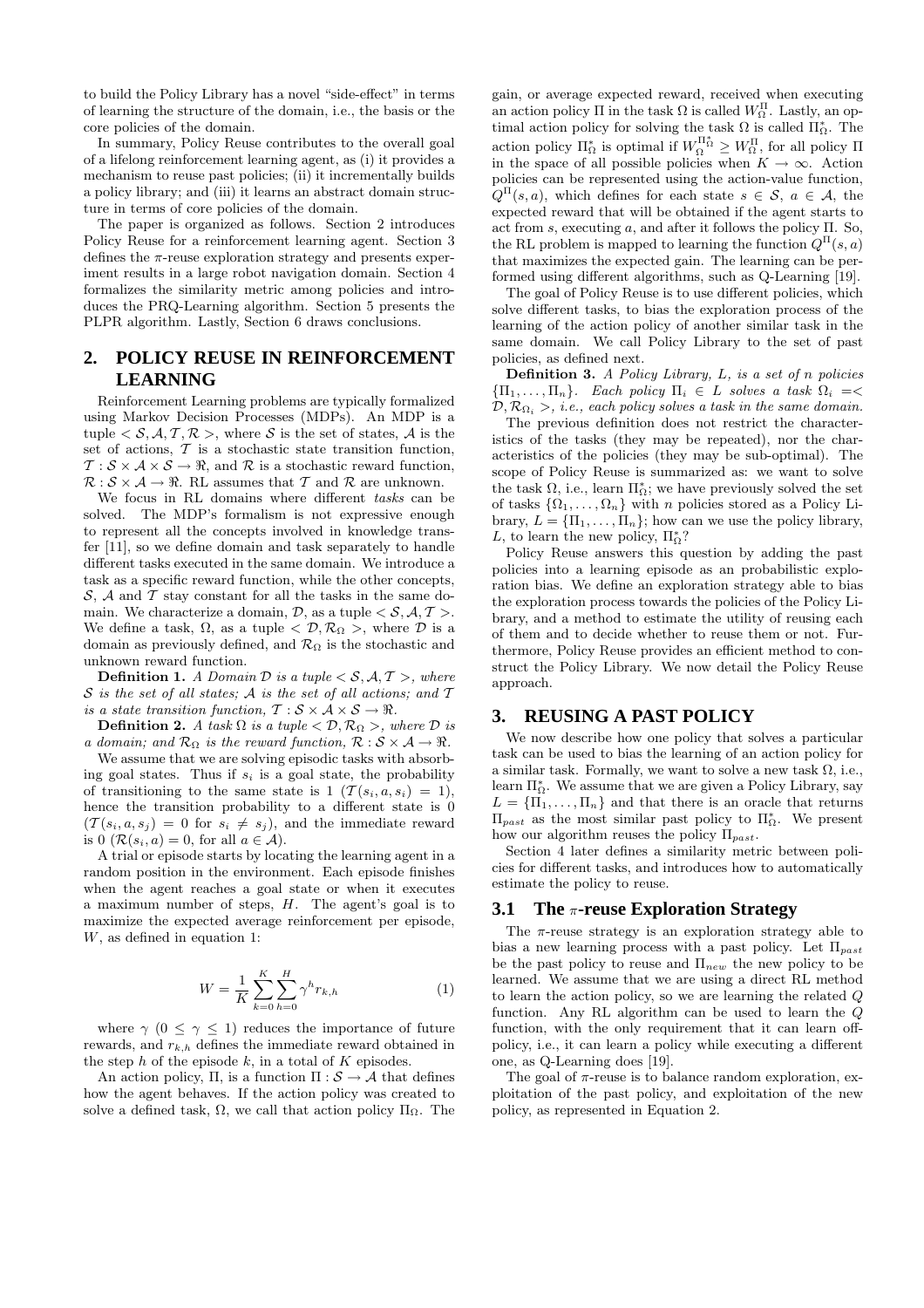to build the Policy Library has a novel "side-effect" in terms of learning the structure of the domain, i.e., the basis or the core policies of the domain.

In summary, Policy Reuse contributes to the overall goal of a lifelong reinforcement learning agent, as (i) it provides a mechanism to reuse past policies; (ii) it incrementally builds a policy library; and (iii) it learns an abstract domain structure in terms of core policies of the domain.

The paper is organized as follows. Section 2 introduces Policy Reuse for a reinforcement learning agent. Section 3 defines the $\pi$-reuse exploration strategy and presents experiment results in a large robot navigation domain. Section 4 formalizes the similarity metric among policies and introduces the PRQ-Learning algorithm. Section 5 presents the PLPR algorithm. Lastly, Section 6 draws conclusions.

## 2. POLICY REUSE IN REINFORCEMENT LEARNING

Reinforcement Learning problems are typically formalized using Markov Decision Processes (MDPs). An MDP is a tuple $< \mathcal{S}, \mathcal{A}, \mathcal{T}, \mathcal{R} >$, where $\mathcal{S}$ is the set of states, $\mathcal{A}$ is the set of actions, $\mathcal{T}$ is a stochastic state transition function, $\mathcal{T} : \mathcal{S} \times \mathcal{A} \times \mathcal{S} \rightarrow \Re$, and $\mathcal{R}$ is a stochastic reward function, $\mathcal{R} : \mathcal{S} \times \mathcal{A} \rightarrow \Re$. RL assumes that $\mathcal{T}$ and $\mathcal{R}$ are unknown.

We focus in RL domains where different *tasks* can be solved. The MDP's formalism is not expressive enough to represent all the concepts involved in knowledge transfer [11], so we define domain and task separately to handle different tasks executed in the same domain. We introduce a task as a specific reward function, while the other concepts, $\mathcal{S}$, $\mathcal{A}$ and $\mathcal{T}$ stay constant for all the tasks in the same domain. We characterize a domain, $\mathcal{D}$, as a tuple $< \mathcal{S}, \mathcal{A}, \mathcal{T} >$. We define a task, $\Omega$, as a tuple $< \mathcal{D}, \mathcal{R}_\Omega >$, where $\mathcal{D}$ is a domain as previously defined, and $\mathcal{R}_\Omega$ is the stochastic and unknown reward function.

**Definition 1.** *A Domain $\mathcal{D}$ is a tuple $< \mathcal{S}, \mathcal{A}, \mathcal{T} >$, where $\mathcal{S}$ is the set of all states; $\mathcal{A}$ is the set of all actions; and $\mathcal{T}$ is a state transition function, $\mathcal{T} : \mathcal{S} \times \mathcal{A} \times \mathcal{S} \rightarrow \Re$.*

**Definition 2.** *A task $\Omega$ is a tuple $< \mathcal{D}, \mathcal{R}_\Omega >$, where $\mathcal{D}$ is a domain; and $\mathcal{R}_\Omega$ is the reward function, $\mathcal{R} : \mathcal{S} \times \mathcal{A} \rightarrow \Re$.*

We assume that we are solving episodic tasks with absorbing goal states. Thus if $s_i$ is a goal state, the probability of transitioning to the same state is 1 ($\mathcal{T}(s_i, a, s_i) = 1$), hence the transition probability to a different state is 0 ($\mathcal{T}(s_i, a, s_j) = 0$ for $s_i \neq s_j$), and the immediate reward is 0 ($\mathcal{R}(s_i, a) = 0$, for all $a \in \mathcal{A}$).

A trial or episode starts by locating the learning agent in a random position in the environment. Each episode finishes when the agent reaches a goal state or when it executes a maximum number of steps, $H$. The agent's goal is to maximize the expected average reinforcement per episode, $W$, as defined in equation 1:

$$W = \frac{1}{K} \sum_{k=0}^{K} \sum_{h=0}^{H} \gamma^h r_{k,h} \tag{1}$$

where $\gamma$ ($0 \leq \gamma \leq 1$) reduces the importance of future rewards, and $r_{k,h}$ defines the immediate reward obtained in the step $h$ of the episode $k$, in a total of $K$ episodes.

An action policy, $\Pi$, is a function $\Pi : \mathcal{S} \rightarrow \mathcal{A}$ that defines how the agent behaves. If the action policy was created to solve a defined task, $\Omega$, we call that action policy $\Pi_\Omega$. The gain, or average expected reward, received when executing an action policy $\Pi$ in the task $\Omega$ is called $W_\Omega^\Pi$. Lastly, an optimal action policy for solving the task $\Omega$ is called $\Pi_\Omega^*$. The action policy $\Pi_\Omega^*$ is optimal if $W_\Omega^{\Pi_\Omega^*} \geq W_\Omega^\Pi$, for all policy $\Pi$ in the space of all possible policies when $K \rightarrow \infty$. Action policies can be represented using the action-value function, $Q^\Pi(s, a)$, which defines for each state $s \in \mathcal{S}$, $a \in \mathcal{A}$, the expected reward that will be obtained if the agent starts to act from $s$, executing $a$, and after it follows the policy $\Pi$. So, the RL problem is mapped to learning the function $Q^\Pi(s, a)$ that maximizes the expected gain. The learning can be performed using different algorithms, such as Q-Learning [19].

The goal of Policy Reuse is to use different policies, which solve different tasks, to bias the exploration process of the learning of the action policy of another similar task in the same domain. We call Policy Library to the set of past policies, as defined next.

**Definition 3.** *A Policy Library, $L$, is a set of $n$ policies $\{\Pi_1, \ldots, \Pi_n\}$. Each policy $\Pi_i \in L$ solves a task $\Omega_i =< \mathcal{D}, \mathcal{R}_{\Omega_i} >$, i.e., each policy solves a task in the same domain.*

The previous definition does not restrict the characteristics of the tasks (they may be repeated), nor the characteristics of the policies (they may be sub-optimal). The scope of Policy Reuse is summarized as: we want to solve the task $\Omega$, i.e., learn $\Pi_\Omega^*$; we have previously solved the set of tasks $\{\Omega_1, \ldots, \Omega_n\}$ with $n$ policies stored as a Policy Library, $L = \{\Pi_1, \ldots, \Pi_n\}$; how can we use the policy library, $L$, to learn the new policy, $\Pi_\Omega^*$?

Policy Reuse answers this question by adding the past policies into a learning episode as an probabilistic exploration bias. We define an exploration strategy able to bias the exploration process towards the policies of the Policy Library, and a method to estimate the utility of reusing each of them and to decide whether to reuse them or not. Furthermore, Policy Reuse provides an efficient method to construct the Policy Library. We now detail the Policy Reuse approach.

## 3. REUSING A PAST POLICY

We now describe how one policy that solves a particular task can be used to bias the learning of an action policy for a similar task. Formally, we want to solve a new task $\Omega$, i.e., learn $\Pi_\Omega^*$. We assume that we are given a Policy Library, say $L = \{\Pi_1, \ldots, \Pi_n\}$ and that there is an oracle that returns $\Pi_{past}$ as the most similar past policy to $\Pi_\Omega^*$. We present how our algorithm reuses the policy $\Pi_{past}$.

Section 4 later defines a similarity metric between policies for different tasks, and introduces how to automatically estimate the policy to reuse.

### 3.1 The $\pi$-reuse Exploration Strategy

The $\pi$-reuse strategy is an exploration strategy able to bias a new learning process with a past policy. Let $\Pi_{past}$ be the past policy to reuse and $\Pi_{new}$ the new policy to be learned. We assume that we are using a direct RL method to learn the action policy, so we are learning the related $Q$ function. Any RL algorithm can be used to learn the $Q$ function, with the only requirement that it can learn off-policy, i.e., it can learn a policy while executing a different one, as Q-Learning does [19].

The goal of $\pi$-reuse is to balance random exploration, exploitation of the past policy, and exploitation of the new policy, as represented in Equation 2.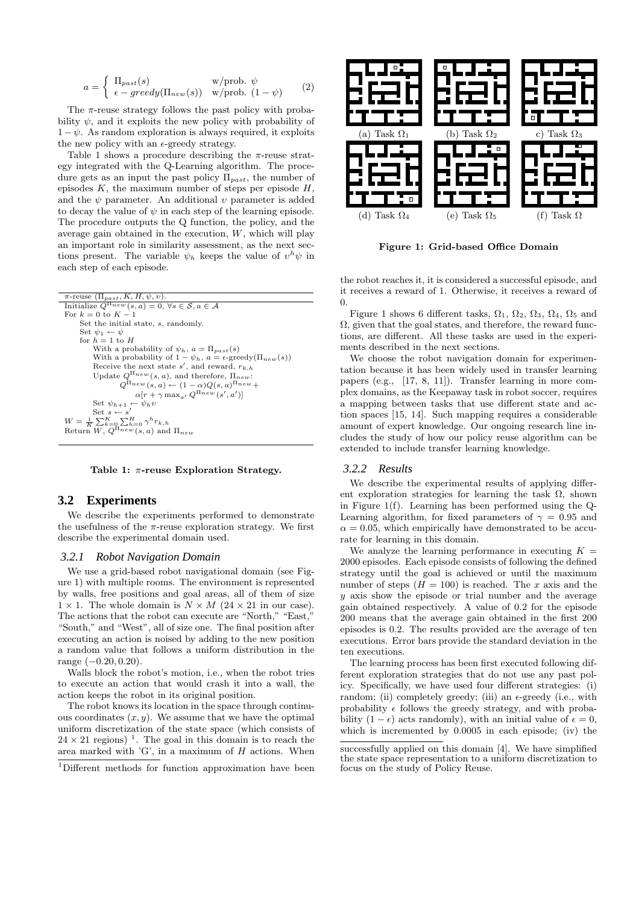$$a = \begin{cases} \Pi_{past}(s) & \text{w/prob. } \psi \\ \epsilon - greedy(\Pi_{new}(s)) & \text{w/prob. } (1-\psi) \end{cases} \quad (2)$$

The $\pi$-reuse strategy follows the past policy with probability $\psi$, and it exploits the new policy with probability of $1-\psi$. As random exploration is always required, it exploits the new policy with an $\epsilon$-greedy strategy.

Table 1 shows a procedure describing the $\pi$-reuse strategy integrated with the Q-Learning algorithm. The procedure gets as an input the past policy $\Pi_{past}$, the number of episodes $K$, the maximum number of steps per episode $H$, and the $\psi$ parameter. An additional $\upsilon$ parameter is added to decay the value of $\psi$ in each step of the learning episode. The procedure outputs the Q function, the policy, and the average gain obtained in the execution, $W$, which will play an important role in similarity assessment, as the next sections present. The variable $\psi_h$ keeps the value of $\upsilon^h\psi$ in each step of each episode.

```
π-reuse (Π_past, K, H, ψ, υ).
Initialize Q^{Π_new}(s,a) = 0, ∀s ∈ S, a ∈ A
For k = 0 to K − 1
    Set the initial state, s, randomly.
    Set ψ_1 ← ψ
    for h = 1 to H
        With a probability of ψ_h, a = Π_past(s)
        With a probability of 1 − ψ_h, a = ε-greedy(Π_new(s))
        Receive the next state s', and reward, r_{k,h}
        Update Q^{Π_new}(s,a), and therefore, Π_new:
            Q^{Π_new}(s,a) ← (1 − α)Q(s,a)^{Π_new} +
                α[r + γ max_{a'} Q^{Π_new}(s',a')]
        Set ψ_{h+1} ← ψ_h υ
        Set s ← s'
W = (1/K) Σ_{k=0}^{K} Σ_{h=0}^{H} γ^h r_{k,h}
Return W, Q^{Π_new}(s,a) and Π_new
```

**Table 1: $\pi$-reuse Exploration Strategy.**

## 3.2 Experiments

We describe the experiments performed to demonstrate the usefulness of the $\pi$-reuse exploration strategy. We first describe the experimental domain used.

### 3.2.1 Robot Navigation Domain

We use a grid-based robot navigational domain (see Figure 1) with multiple rooms. The environment is represented by walls, free positions and goal areas, all of them of size $1 \times 1$. The whole domain is $N \times M$ ($24 \times 21$ in our case). The actions that the robot can execute are "North," "East," "South," and "West", all of size one. The final position after executing an action is noised by adding to the new position a random value that follows a uniform distribution in the range $(-0.20, 0.20)$.

Walls block the robot's motion, i.e., when the robot tries to execute an action that would crash it into a wall, the action keeps the robot in its original position.

The robot knows its location in the space through continuous coordinates $(x, y)$. We assume that we have the optimal uniform discretization of the state space (which consists of $24 \times 21$ regions) [1]. The goal in this domain is to reach the area marked with 'G', in a maximum of $H$ actions. When the robot reaches it, it is considered a successful episode, and it receives a reward of 1. Otherwise, it receives a reward of 0.

(a) Task $\Omega_1$ (b) Task $\Omega_2$ c) Task $\Omega_3$ (d) Task $\Omega_4$ (e) Task $\Omega_5$ (f) Task $\Omega$

**Figure 1: Grid-based Office Domain**

Figure 1 shows 6 different tasks, $\Omega_1$, $\Omega_2$, $\Omega_3$, $\Omega_4$, $\Omega_5$ and $\Omega$, given that the goal states, and therefore, the reward functions, are different. All these tasks are used in the experiments described in the next sections.

We choose the robot navigation domain for experimentation because it has been widely used in transfer learning papers (e.g., [17, 8, 11]). Transfer learning in more complex domains, as the Keepaway task in robot soccer, requires a mapping between tasks that use different state and action spaces [15, 14]. Such mapping requires a considerable amount of expert knowledge. Our ongoing research line includes the study of how our policy reuse algorithm can be extended to include transfer learning knowledge.

### 3.2.2 Results

We describe the experimental results of applying different exploration strategies for learning the task $\Omega$, shown in Figure 1(f). Learning has been performed using the Q-Learning algorithm, for fixed parameters of $\gamma = 0.95$ and $\alpha = 0.05$, which empirically have demonstrated to be accurate for learning in this domain.

We analyze the learning performance in executing $K = 2000$ episodes. Each episode consists of following the defined strategy until the goal is achieved or until the maximum number of steps ($H = 100$) is reached. The $x$ axis and the $y$ axis show the episode or trial number and the average gain obtained respectively. A value of 0.2 for the episode 200 means that the average gain obtained in the first 200 episodes is 0.2. The results provided are the average of ten executions. Error bars provide the standard deviation in the ten executions.

The learning process has been first executed following different exploration strategies that do not use any past policy. Specifically, we have used four different strategies: (i) random; (ii) completely greedy; (iii) an $\epsilon$-greedy (i.e., with probability $\epsilon$ follows the greedy strategy, and with probability $(1-\epsilon)$ acts randomly), with an initial value of $\epsilon = 0$, which is incremented by 0.0005 in each episode; (iv) the

[1] Different methods for function approximation have been successfully applied on this domain [4]. We have simplified the state space representation to a uniform discretization to focus on the study of Policy Reuse.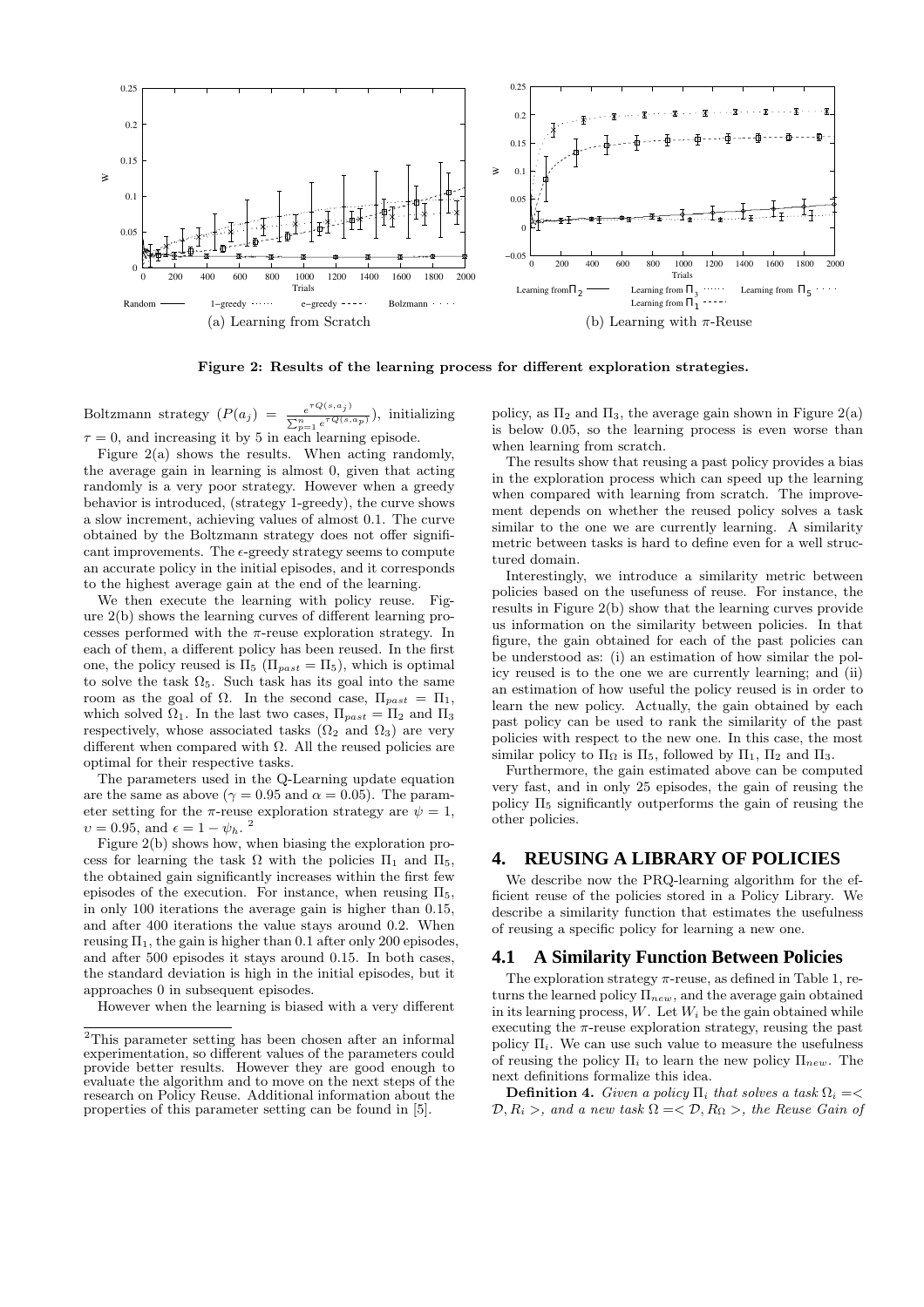(a) Learning from Scratch

(b) Learning with $\pi$-Reuse

**Figure 2: Results of the learning process for different exploration strategies.**

Boltzmann strategy ($P(a_j) = \frac{e^{\tau Q(s,a_j)}}{\sum_{p=1}^{n} e^{\tau Q(s,a_p)}}$), initializing $\tau = 0$, and increasing it by 5 in each learning episode.

Figure 2(a) shows the results. When acting randomly, the average gain in learning is almost 0, given that acting randomly is a very poor strategy. However when a greedy behavior is introduced, (strategy 1-greedy), the curve shows a slow increment, achieving values of almost 0.1. The curve obtained by the Boltzmann strategy does not offer significant improvements. The $\epsilon$-greedy strategy seems to compute an accurate policy in the initial episodes, and it corresponds to the highest average gain at the end of the learning.

We then execute the learning with policy reuse. Figure 2(b) shows the learning curves of different learning processes performed with the $\pi$-reuse exploration strategy. In each of them, a different policy has been reused. In the first one, the policy reused is $\Pi_5$ ($\Pi_{past} = \Pi_5$), which is optimal to solve the task $\Omega_5$. Such task has its goal into the same room as the goal of $\Omega$. In the second case, $\Pi_{past} = \Pi_1$, which solved $\Omega_1$. In the last two cases, $\Pi_{past} = \Pi_2$ and $\Pi_3$ respectively, whose associated tasks ($\Omega_2$ and $\Omega_3$) are very different when compared with $\Omega$. All the reused policies are optimal for their respective tasks.

The parameters used in the Q-Learning update equation are the same as above ($\gamma = 0.95$ and $\alpha = 0.05$). The parameter setting for the $\pi$-reuse exploration strategy are $\psi = 1$, $\upsilon = 0.95$, and $\epsilon = 1 - \psi_h$. [2]

Figure 2(b) shows how, when biasing the exploration process for learning the task $\Omega$ with the policies $\Pi_1$ and $\Pi_5$, the obtained gain significantly increases within the first few episodes of the execution. For instance, when reusing $\Pi_5$, in only 100 iterations the average gain is higher than 0.15, and after 400 iterations the value stays around 0.2. When reusing $\Pi_1$, the gain is higher than 0.1 after only 200 episodes, and after 500 episodes it stays around 0.15. In both cases, the standard deviation is high in the initial episodes, but it approaches 0 in subsequent episodes.

However when the learning is biased with a very different policy, as $\Pi_2$ and $\Pi_3$, the average gain shown in Figure 2(a) is below 0.05, so the learning process is even worse than when learning from scratch.

The results show that reusing a past policy provides a bias in the exploration process which can speed up the learning when compared with learning from scratch. The improvement depends on whether the reused policy solves a task similar to the one we are currently learning. A similarity metric between tasks is hard to define even for a well structured domain.

Interestingly, we introduce a similarity metric between policies based on the usefuness of reuse. For instance, the results in Figure 2(b) show that the learning curves provide us information on the similarity between policies. In that figure, the gain obtained for each of the past policies can be understood as: (i) an estimation of how similar the policy reused is to the one we are currently learning; and (ii) an estimation of how useful the policy reused is in order to learn the new policy. Actually, the gain obtained by each past policy can be used to rank the similarity of the past policies with respect to the new one. In this case, the most similar policy to $\Pi_\Omega$ is $\Pi_5$, followed by $\Pi_1$, $\Pi_2$ and $\Pi_3$.

Furthermore, the gain estimated above can be computed very fast, and in only 25 episodes, the gain of reusing the policy $\Pi_5$ significantly outperforms the gain of reusing the other policies.

# 4. REUSING A LIBRARY OF POLICIES

We describe now the PRQ-learning algorithm for the efficient reuse of the policies stored in a Policy Library. We describe a similarity function that estimates the usefulness of reusing a specific policy for learning a new one.

## 4.1 A Similarity Function Between Policies

The exploration strategy $\pi$-reuse, as defined in Table 1, returns the learned policy $\Pi_{new}$, and the average gain obtained in its learning process, $W$. Let $W_i$ be the gain obtained while executing the $\pi$-reuse exploration strategy, reusing the past policy $\Pi_i$. We can use such value to measure the usefulness of reusing the policy $\Pi_i$ to learn the new policy $\Pi_{new}$. The next definitions formalize this idea.

**Definition 4.** *Given a policy $\Pi_i$ that solves a task $\Omega_i =< \mathcal{D}, R_i >$, and a new task $\Omega =< \mathcal{D}, R_\Omega >$, the Reuse Gain of*

[2] This parameter setting has been chosen after an informal experimentation, so different values of the parameters could provide better results. However they are good enough to evaluate the algorithm and to move on the next steps of the research on Policy Reuse. Additional information about the properties of this parameter setting can be found in [5].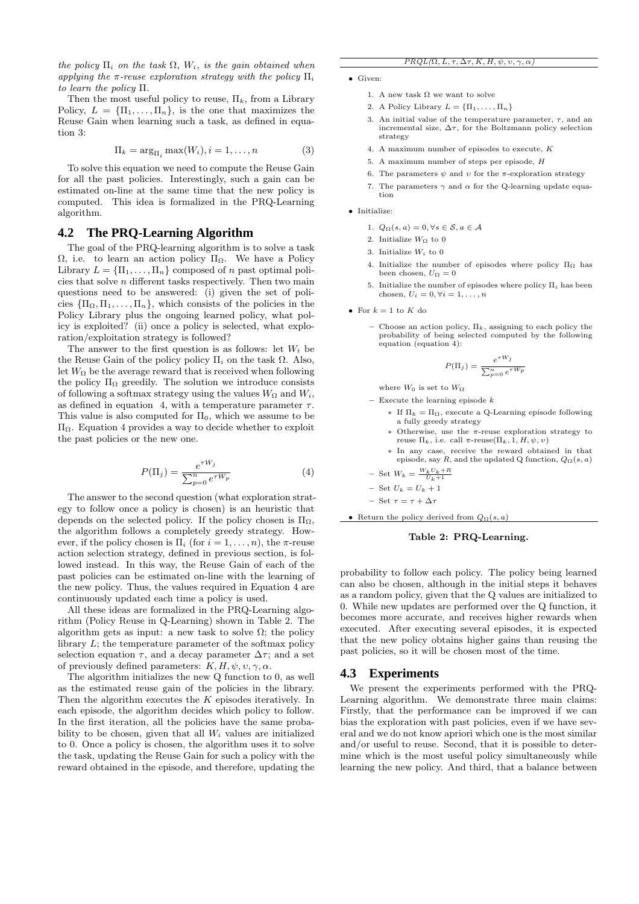*the policy $\Pi_i$ on the task $\Omega$, $W_i$, is the gain obtained when applying the $\pi$-reuse exploration strategy with the policy $\Pi_i$ to learn the policy $\Pi$.*

Then the most useful policy to reuse, $\Pi_k$, from a Library Policy, $L = \{\Pi_1, \ldots, \Pi_n\}$, is the one that maximizes the Reuse Gain when learning such a task, as defined in equation 3:

$$\Pi_k = \arg_{\Pi_i} \max(W_i), i = 1, \ldots, n \tag{3}$$

To solve this equation we need to compute the Reuse Gain for all the past policies. Interestingly, such a gain can be estimated on-line at the same time that the new policy is computed. This idea is formalized in the PRQ-Learning algorithm.

## 4.2 The PRQ-Learning Algorithm

The goal of the PRQ-learning algorithm is to solve a task $\Omega$, i.e. to learn an action policy $\Pi_\Omega$. We have a Policy Library $L = \{\Pi_1, \ldots, \Pi_n\}$ composed of $n$ past optimal policies that solve $n$ different tasks respectively. Then two main questions need to be answered: (i) given the set of policies $\{\Pi_\Omega, \Pi_1, \ldots, \Pi_n\}$, which consists of the policies in the Policy Library plus the ongoing learned policy, what policy is exploited? (ii) once a policy is selected, what exploration/exploitation strategy is followed?

The answer to the first question is as follows: let $W_i$ be the Reuse Gain of the policy policy $\Pi_i$ on the task $\Omega$. Also, let $W_\Omega$ be the average reward that is received when following the policy $\Pi_\Omega$ greedily. The solution we introduce consists of following a softmax strategy using the values $W_\Omega$ and $W_i$, as defined in equation 4, with a temperature parameter $\tau$. This value is also computed for $\Pi_0$, which we assume to be $\Pi_\Omega$. Equation 4 provides a way to decide whether to exploit the past policies or the new one.

$$P(\Pi_j) = \frac{e^{\tau W_j}}{\sum_{p=0}^{n} e^{\tau W_p}} \tag{4}$$

The answer to the second question (what exploration strategy to follow once a policy is chosen) is an heuristic that depends on the selected policy. If the policy chosen is $\Pi_\Omega$, the algorithm follows a completely greedy strategy. However, if the policy chosen is $\Pi_i$ (for $i = 1, \ldots, n$), the $\pi$-reuse action selection strategy, defined in previous section, is followed instead. In this way, the Reuse Gain of each of the past policies can be estimated on-line with the learning of the new policy. Thus, the values required in Equation 4 are continuously updated each time a policy is used.

All these ideas are formalized in the PRQ-Learning algorithm (Policy Reuse in Q-Learning) shown in Table 2. The algorithm gets as input: a new task to solve $\Omega$; the policy library $L$; the temperature parameter of the softmax policy selection equation $\tau$, and a decay parameter $\Delta\tau$; and a set of previously defined parameters: $K, H, \psi, \upsilon, \gamma, \alpha$.

The algorithm initializes the new Q function to 0, as well as the estimated reuse gain of the policies in the library. Then the algorithm executes the $K$ episodes iteratively. In each episode, the algorithm decides which policy to follow. In the first iteration, all the policies have the same probability to be chosen, given that all $W_i$ values are initialized to 0. Once a policy is chosen, the algorithm uses it to solve the task, updating the Reuse Gain for such a policy with the reward obtained in the episode, and therefore, updating the probability to follow each policy. The policy being learned can also be chosen, although in the initial steps it behaves as a random policy, given that the Q values are initialized to 0. While new updates are performed over the Q function, it becomes more accurate, and receives higher rewards when executed. After executing several episodes, it is expected that the new policy obtains higher gains than reusing the past policies, so it will be chosen most of the time.

*PRQL($\Omega, L, \tau, \Delta\tau, K, H, \psi, \upsilon, \gamma, \alpha$)*

- Given:
  1. A new task $\Omega$ we want to solve
  2. A Policy Library $L = \{\Pi_1, \ldots, \Pi_n\}$
  3. An initial value of the temperature parameter, $\tau$, and an incremental size, $\Delta\tau$, for the Boltzmann policy selection strategy
  4. A maximum number of episodes to execute, $K$
  5. A maximum number of steps per episode, $H$
  6. The parameters $\psi$ and $\upsilon$ for the $\pi$-exploration strategy
  7. The parameters $\gamma$ and $\alpha$ for the Q-learning update equation
- Initialize:
  1. $Q_\Omega(s, a) = 0, \forall s \in \mathcal{S}, a \in \mathcal{A}$
  2. Initialize $W_\Omega$ to 0
  3. Initialize $W_i$ to 0
  4. Initialize the number of episodes where policy $\Pi_\Omega$ has been chosen, $U_\Omega = 0$
  5. Initialize the number of episodes where policy $\Pi_i$ has been chosen, $U_i = 0, \forall i = 1, \ldots, n$
- For $k = 1$ to $K$ do
  - Choose an action policy, $\Pi_k$, assigning to each policy the probability of being selected computed by the following equation (equation 4):
  
    $$P(\Pi_j) = \frac{e^{\tau W_j}}{\sum_{p=0}^{n} e^{\tau W_p}}$$
    
    where $W_0$ is set to $W_\Omega$
  - Execute the learning episode $k$
    - If $\Pi_k = \Pi_\Omega$, execute a Q-Learning episode following a fully greedy strategy
    - Otherwise, use the $\pi$-reuse exploration strategy to reuse $\Pi_k$, i.e. call $\pi$-reuse($\Pi_k, 1, H, \psi, \upsilon$)
    - In any case, receive the reward obtained in that episode, say $R$, and the updated Q function, $Q_\Omega(s, a)$
  - Set $W_k = \frac{W_k U_k + R}{U_k + 1}$
  - Set $U_k = U_k + 1$
  - Set $\tau = \tau + \Delta\tau$
- Return the policy derived from $Q_\Omega(s, a)$

**Table 2: PRQ-Learning.**

## 4.3 Experiments

We present the experiments performed with the PRQ-Learning algorithm. We demonstrate three main claims: Firstly, that the performance can be improved if we can bias the exploration with past policies, even if we have several and we do not know apriori which one is the most similar and/or useful to reuse. Second, that it is possible to determine which is the most useful policy simultaneously while learning the new policy. And third, that a balance between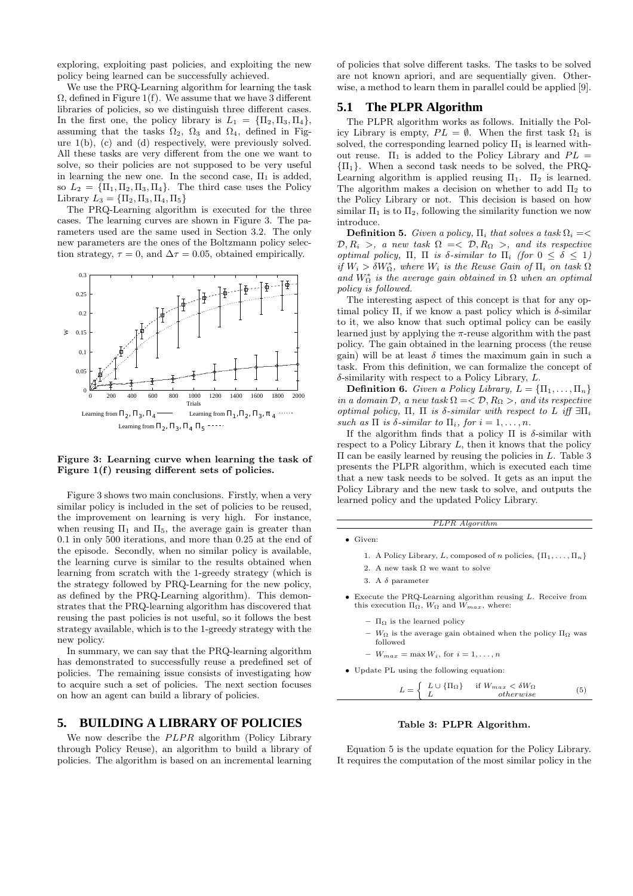exploring, exploiting past policies, and exploiting the new policy being learned can be successfully achieved.

We use the PRQ-Learning algorithm for learning the task $\Omega$, defined in Figure 1(f). We assume that we have 3 different libraries of policies, so we distinguish three different cases. In the first one, the policy library is $L_1 = \{\Pi_2, \Pi_3, \Pi_4\}$, assuming that the tasks $\Omega_2$, $\Omega_3$ and $\Omega_4$, defined in Figure 1(b), (c) and (d) respectively, were previously solved. All these tasks are very different from the one we want to solve, so their policies are not supposed to be very useful in learning the new one. In the second case, $\Pi_1$ is added, so $L_2 = \{\Pi_1, \Pi_2, \Pi_3, \Pi_4\}$. The third case uses the Policy Library $L_3 = \{\Pi_2, \Pi_3, \Pi_4, \Pi_5\}$

The PRQ-Learning algorithm is executed for the three cases. The learning curves are shown in Figure 3. The parameters used are the same used in Section 3.2. The only new parameters are the ones of the Boltzmann policy selection strategy, $\tau = 0$, and $\Delta\tau = 0.05$, obtained empirically.

**Figure 3: Learning curve when learning the task of Figure 1(f) reusing different sets of policies.**

Figure 3 shows two main conclusions. Firstly, when a very similar policy is included in the set of policies to be reused, the improvement on learning is very high. For instance, when reusing $\Pi_1$ and $\Pi_5$, the average gain is greater than 0.1 in only 500 iterations, and more than 0.25 at the end of the episode. Secondly, when no similar policy is available, the learning curve is similar to the results obtained when learning from scratch with the 1-greedy strategy (which is the strategy followed by PRQ-Learning for the new policy, as defined by the PRQ-Learning algorithm). This demonstrates that the PRQ-learning algorithm has discovered that reusing the past policies is not useful, so it follows the best strategy available, which is to the 1-greedy strategy with the new policy.

In summary, we can say that the PRQ-learning algorithm has demonstrated to successfully reuse a predefined set of policies. The remaining issue consists of investigating how to acquire such a set of policies. The next section focuses on how an agent can build a library of policies.

# 5. BUILDING A LIBRARY OF POLICIES

We now describe the *PLPR* algorithm (Policy Library through Policy Reuse), an algorithm to build a library of policies. The algorithm is based on an incremental learning of policies that solve different tasks. The tasks to be solved are not known apriori, and are sequentially given. Otherwise, a method to learn them in parallel could be applied [9].

## 5.1 The PLPR Algorithm

The PLPR algorithm works as follows. Initially the Policy Library is empty, $PL = \emptyset$. When the first task $\Omega_1$ is solved, the corresponding learned policy $\Pi_1$ is learned without reuse. $\Pi_1$ is added to the Policy Library and $PL = \{\Pi_1\}$. When a second task needs to be solved, the PRQ-Learning algorithm is applied reusing $\Pi_1$. $\Pi_2$ is learned. The algorithm makes a decision on whether to add $\Pi_2$ to the Policy Library or not. This decision is based on how similar $\Pi_1$ is to $\Pi_2$, following the similarity function we now introduce.

**Definition 5.** *Given a policy, $\Pi_i$ that solves a task $\Omega_i = < \mathcal{D}, R_i >$, a new task $\Omega = < \mathcal{D}, R_\Omega >$, and its respective optimal policy, $\Pi$, $\Pi$ is $\delta$-similar to $\Pi_i$ (for $0 \leq \delta \leq 1$) if $W_i > \delta W^*_\Omega$, where $W_i$ is the Reuse Gain of $\Pi_i$ on task $\Omega$ and $W^*_\Omega$ is the average gain obtained in $\Omega$ when an optimal policy is followed.*

The interesting aspect of this concept is that for any optimal policy $\Pi$, if we know a past policy which is $\delta$-similar to it, we also know that such optimal policy can be easily learned just by applying the $\pi$-reuse algorithm with the past policy. The gain obtained in the learning process (the reuse gain) will be at least $\delta$ times the maximum gain in such a task. From this definition, we can formalize the concept of $\delta$-similarity with respect to a Policy Library, $L$.

**Definition 6.** *Given a Policy Library, $L = \{\Pi_1, \ldots, \Pi_n\}$ in a domain $\mathcal{D}$, a new task $\Omega = < \mathcal{D}, R_\Omega >$, and its respective optimal policy, $\Pi$, $\Pi$ is $\delta$-similar with respect to $L$ iff $\exists \Pi_i$ such as $\Pi$ is $\delta$-similar to $\Pi_i$, for $i = 1, \ldots, n$.*

If the algorithm finds that a policy $\Pi$ is $\delta$-similar with respect to a Policy Library $L$, then it knows that the policy $\Pi$ can be easily learned by reusing the policies in $L$. Table 3 presents the PLPR algorithm, which is executed each time that a new task needs to be solved. It gets as an input the Policy Library and the new task to solve, and outputs the learned policy and the updated Policy Library.

*PLPR Algorithm*

- Given:
  1. A Policy Library, $L$, composed of $n$ policies, $\{\Pi_1, \ldots, \Pi_n\}$
  2. A new task $\Omega$ we want to solve
  3. A $\delta$ parameter
- Execute the PRQ-Learning algorithm reusing $L$. Receive from this execution $\Pi_\Omega$, $W_\Omega$ and $W_{max}$, where:
  - $\Pi_\Omega$ is the learned policy
  - $W_\Omega$ is the average gain obtained when the policy $\Pi_\Omega$ was followed
  - $W_{max} = \max W_i$, for $i = 1, \ldots, n$
- Update PL using the following equation:

$$L = \begin{cases} L \cup \{\Pi_\Omega\} & \text{if } W_{max} < \delta W_\Omega \\ L & otherwise \end{cases} \quad (5)$$

**Table 3: PLPR Algorithm.**

Equation 5 is the update equation for the Policy Library. It requires the computation of the most similar policy in the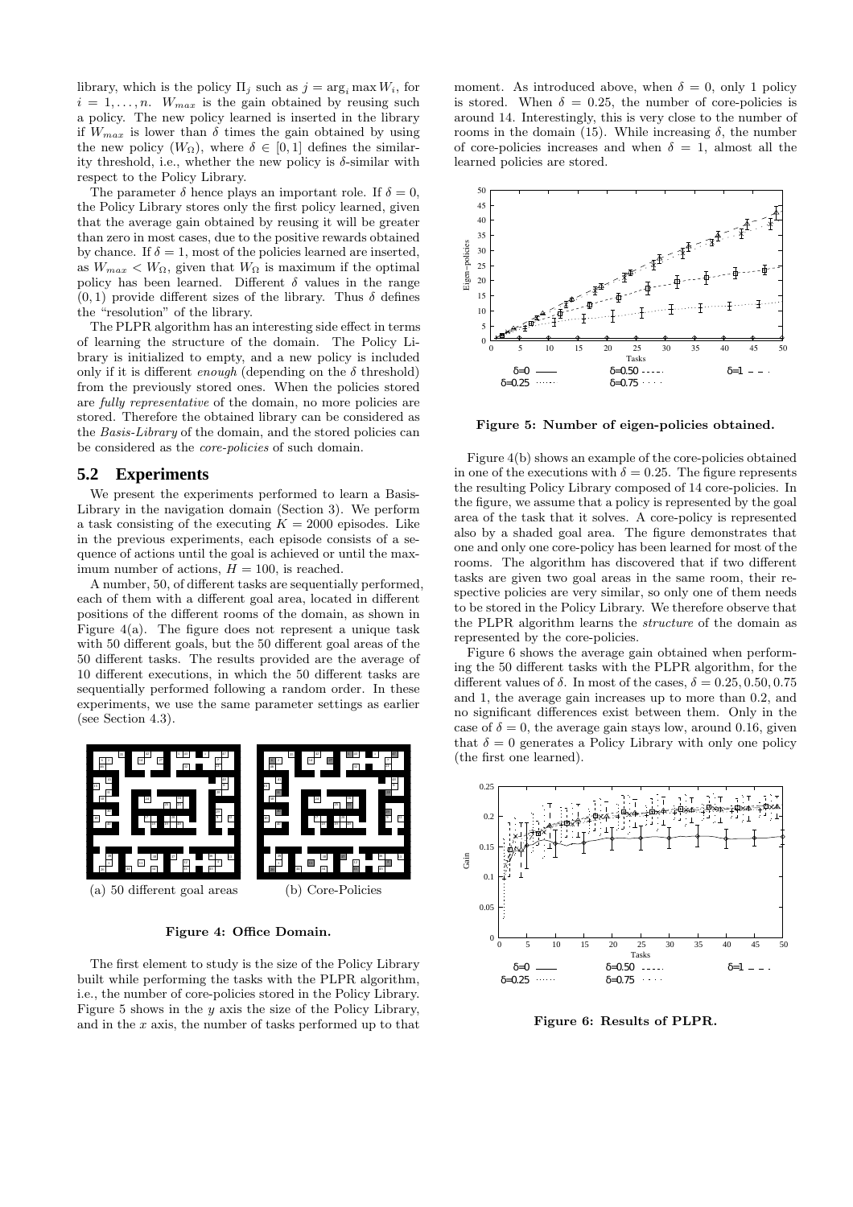library, which is the policy $\Pi_j$ such as $j = \arg_i \max W_i$, for $i = 1, \ldots, n$. $W_{max}$ is the gain obtained by reusing such a policy. The new policy learned is inserted in the library if $W_{max}$ is lower than $\delta$ times the gain obtained by using the new policy ($W_\Omega$), where $\delta \in [0, 1]$ defines the similarity threshold, i.e., whether the new policy is $\delta$-similar with respect to the Policy Library.

The parameter $\delta$ hence plays an important role. If $\delta = 0$, the Policy Library stores only the first policy learned, given that the average gain obtained by reusing it will be greater than zero in most cases, due to the positive rewards obtained by chance. If $\delta = 1$, most of the policies learned are inserted, as $W_{max} < W_\Omega$, given that $W_\Omega$ is maximum if the optimal policy has been learned. Different $\delta$ values in the range $(0, 1)$ provide different sizes of the library. Thus $\delta$ defines the "resolution" of the library.

The PLPR algorithm has an interesting side effect in terms of learning the structure of the domain. The Policy Library is initialized to empty, and a new policy is included only if it is different *enough* (depending on the $\delta$ threshold) from the previously stored ones. When the policies stored are *fully representative* of the domain, no more policies are stored. Therefore the obtained library can be considered as the *Basis-Library* of the domain, and the stored policies can be considered as the *core-policies* of such domain.

## 5.2 Experiments

We present the experiments performed to learn a Basis-Library in the navigation domain (Section 3). We perform a task consisting of the executing $K = 2000$ episodes. Like in the previous experiments, each episode consists of a sequence of actions until the goal is achieved or until the maximum number of actions, $H = 100$, is reached.

A number, 50, of different tasks are sequentially performed, each of them with a different goal area, located in different positions of the different rooms of the domain, as shown in Figure 4(a). The figure does not represent a unique task with 50 different goals, but the 50 different goal areas of the 50 different tasks. The results provided are the average of 10 different executions, in which the 50 different tasks are sequentially performed following a random order. In these experiments, we use the same parameter settings as earlier (see Section 4.3).

(a) 50 different goal areas (b) Core-Policies

**Figure 4: Office Domain.**

The first element to study is the size of the Policy Library built while performing the tasks with the PLPR algorithm, i.e., the number of core-policies stored in the Policy Library. Figure 5 shows in the $y$ axis the size of the Policy Library, and in the $x$ axis, the number of tasks performed up to that moment. As introduced above, when $\delta = 0$, only 1 policy is stored. When $\delta = 0.25$, the number of core-policies is around 14. Interestingly, this is very close to the number of rooms in the domain (15). While increasing $\delta$, the number of core-policies increases and when $\delta = 1$, almost all the learned policies are stored.

**Figure 5: Number of eigen-policies obtained.**

Figure 4(b) shows an example of the core-policies obtained in one of the executions with $\delta = 0.25$. The figure represents the resulting Policy Library composed of 14 core-policies. In the figure, we assume that a policy is represented by the goal area of the task that it solves. A core-policy is represented also by a shaded goal area. The figure demonstrates that one and only one core-policy has been learned for most of the rooms. The algorithm has discovered that if two different tasks are given two goal areas in the same room, their respective policies are very similar, so only one of them needs to be stored in the Policy Library. We therefore observe that the PLPR algorithm learns the *structure* of the domain as represented by the core-policies.

Figure 6 shows the average gain obtained when performing the 50 different tasks with the PLPR algorithm, for the different values of $\delta$. In most of the cases, $\delta = 0.25, 0.50, 0.75$ and 1, the average gain increases up to more than 0.2, and no significant differences exist between them. Only in the case of $\delta = 0$, the average gain stays low, around 0.16, given that $\delta = 0$ generates a Policy Library with only one policy (the first one learned).

**Figure 6: Results of PLPR.**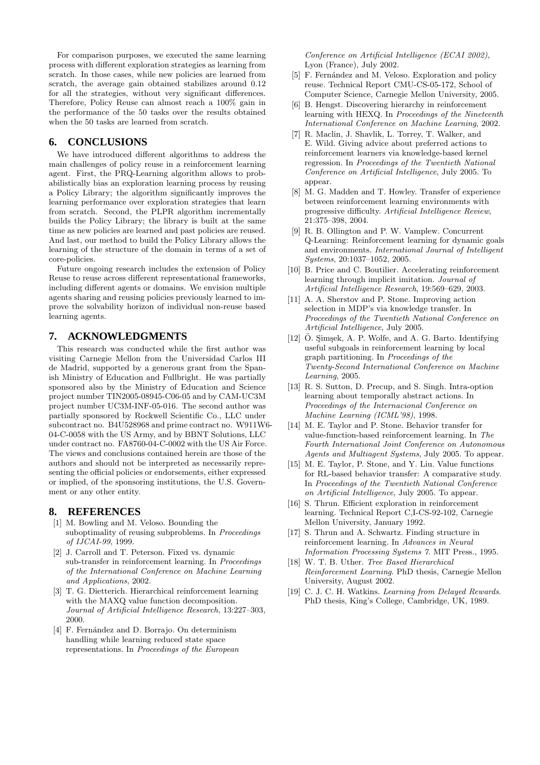For comparison purposes, we executed the same learning process with different exploration strategies as learning from scratch. In those cases, while new policies are learned from scratch, the average gain obtained stabilizes around 0.12 for all the strategies, without very significant differences. Therefore, Policy Reuse can almost reach a 100% gain in the performance of the 50 tasks over the results obtained when the 50 tasks are learned from scratch.

## 6. CONCLUSIONS

We have introduced different algorithms to address the main challenges of policy reuse in a reinforcement learning agent. First, the PRQ-Learning algorithm allows to probabilistically bias an exploration learning process by reusing a Policy Library; the algorithm significantly improves the learning performance over exploration strategies that learn from scratch. Second, the PLPR algorithm incrementally builds the Policy Library; the library is built at the same time as new policies are learned and past policies are reused. And last, our method to build the Policy Library allows the learning of the structure of the domain in terms of a set of core-policies.

Future ongoing research includes the extension of Policy Reuse to reuse across different representational frameworks, including different agents or domains. We envision multiple agents sharing and reusing policies previously learned to improve the solvability horizon of individual non-reuse based learning agents.

## 7. ACKNOWLEDGMENTS

This research was conducted while the first author was visiting Carnegie Mellon from the Universidad Carlos III de Madrid, supported by a generous grant from the Spanish Ministry of Education and Fullbright. He was partially sponsored also by the Ministry of Education and Science project number TIN2005-08945-C06-05 and by CAM-UC3M project number UC3M-INF-05-016. The second author was partially sponsored by Rockwell Scientific Co., LLC under subcontract no. B4U528968 and prime contract no. W911W6-04-C-0058 with the US Army, and by BBNT Solutions, LLC under contract no. FA8760-04-C-0002 with the US Air Force. The views and conclusions contained herein are those of the authors and should not be interpreted as necessarily representing the official policies or endorsements, either expressed or implied, of the sponsoring institutions, the U.S. Government or any other entity.

## 8. REFERENCES

[1] M. Bowling and M. Veloso. Bounding the suboptimality of reusing subproblems. In *Proceedings of IJCAI-99*, 1999.

[2] J. Carroll and T. Peterson. Fixed vs. dynamic sub-transfer in reinforcement learning. In *Proceedings of the International Conference on Machine Learning and Applications*, 2002.

[3] T. G. Dietterich. Hierarchical reinforcement learning with the MAXQ value function decomposition. *Journal of Artificial Intelligence Research*, 13:227–303, 2000.

[4] F. Fernández and D. Borrajo. On determinism handling while learning reduced state space representations. In *Proceedings of the European Conference on Artificial Intelligence (ECAI 2002)*, Lyon (France), July 2002.

[5] F. Fernández and M. Veloso. Exploration and policy reuse. Technical Report CMU-CS-05-172, School of Computer Science, Carnegie Mellon University, 2005.

[6] B. Hengst. Discovering hierarchy in reinforcement learning with HEXQ. In *Proceedings of the Nineteenth International Conference on Machine Learning*, 2002.

[7] R. Maclin, J. Shavlik, L. Torrey, T. Walker, and E. Wild. Giving advice about preferred actions to reinforcement learners via knowledge-based kernel regression. In *Proceedings of the Twentieth National Conference on Artificial Intelligence*, July 2005. To appear.

[8] M. G. Madden and T. Howley. Transfer of experience between reinforcement learning environments with progressive difficulty. *Artificial Intelligence Review*, 21:375–398, 2004.

[9] R. B. Ollington and P. W. Vamplew. Concurrent Q-Learning: Reinforcement learning for dynamic goals and environments. *International Journal of Intelligent Systems*, 20:1037–1052, 2005.

[10] B. Price and C. Boutilier. Accelerating reinforcement learning through implicit imitation. *Journal of Artificial Intelligence Research*, 19:569–629, 2003.

[11] A. A. Sherstov and P. Stone. Improving action selection in MDP's via knowledge transfer. In *Proceedings of the Twentieth National Conference on Artificial Intelligence*, July 2005.

[12] Ö. Şimşek, A. P. Wolfe, and A. G. Barto. Identifying useful subgoals in reinforcement learning by local graph partitioning. In *Proceedings of the Twenty-Second International Conference on Machine Learning*, 2005.

[13] R. S. Sutton, D. Precup, and S. Singh. Intra-option learning about temporally abstract actions. In *Proceedings of the Internacional Conference on Machine Learning (ICML'98)*, 1998.

[14] M. E. Taylor and P. Stone. Behavior transfer for value-function-based reinforcement learning. In *The Fourth International Joint Conference on Autonomous Agents and Multiagent Systems*, July 2005. To appear.

[15] M. E. Taylor, P. Stone, and Y. Liu. Value functions for RL-based behavior transfer: A comparative study. In *Proceedings of the Twentieth National Conference on Artificial Intelligence*, July 2005. To appear.

[16] S. Thrun. Efficient exploration in reinforcement learning. Technical Report C,I-CS-92-102, Carnegie Mellon University, January 1992.

[17] S. Thrun and A. Schwartz. Finding structure in reinforcement learning. In *Advances in Neural Information Processing Systems 7*. MIT Press., 1995.

[18] W. T. B. Uther. *Tree Based Hierarchical Reinforcement Learning*. PhD thesis, Carnegie Mellon University, August 2002.

[19] C. J. C. H. Watkins. *Learning from Delayed Rewards*. PhD thesis, King's College, Cambridge, UK, 1989.